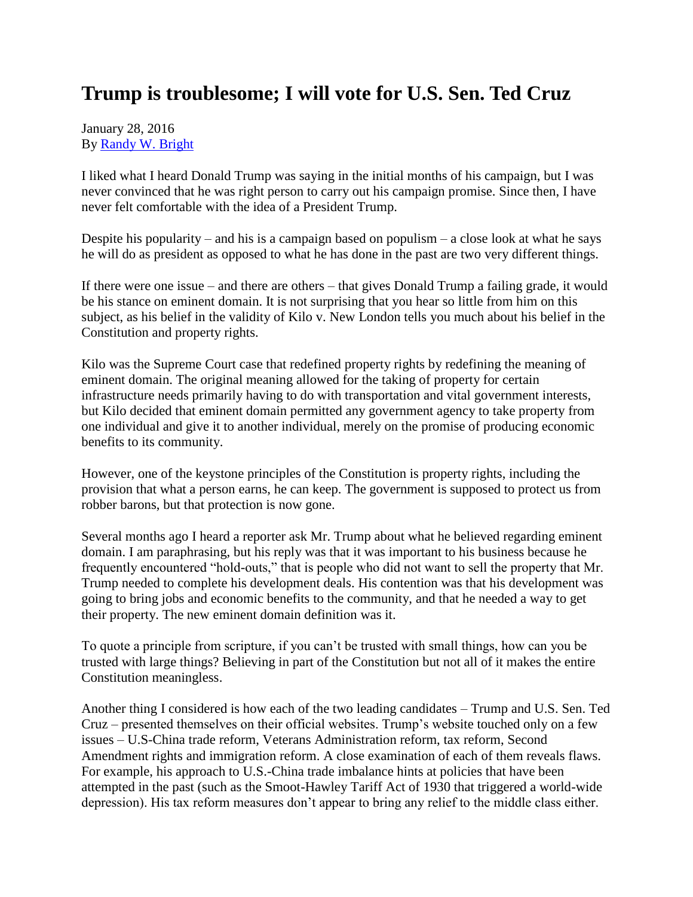# Trump is troublesome; I will vote for U.S. Sen. Ted Cruz

January 28, 2016
By [Randy W. Bright]

I liked what I heard Donald Trump was saying in the initial months of his campaign, but I was never convinced that he was right person to carry out his campaign promise. Since then, I have never felt comfortable with the idea of a President Trump.

Despite his popularity – and his is a campaign based on populism – a close look at what he says he will do as president as opposed to what he has done in the past are two very different things.

If there were one issue – and there are others – that gives Donald Trump a failing grade, it would be his stance on eminent domain. It is not surprising that you hear so little from him on this subject, as his belief in the validity of Kilo v. New London tells you much about his belief in the Constitution and property rights.

Kilo was the Supreme Court case that redefined property rights by redefining the meaning of eminent domain. The original meaning allowed for the taking of property for certain infrastructure needs primarily having to do with transportation and vital government interests, but Kilo decided that eminent domain permitted any government agency to take property from one individual and give it to another individual, merely on the promise of producing economic benefits to its community.

However, one of the keystone principles of the Constitution is property rights, including the provision that what a person earns, he can keep. The government is supposed to protect us from robber barons, but that protection is now gone.

Several months ago I heard a reporter ask Mr. Trump about what he believed regarding eminent domain. I am paraphrasing, but his reply was that it was important to his business because he frequently encountered "hold-outs," that is people who did not want to sell the property that Mr. Trump needed to complete his development deals. His contention was that his development was going to bring jobs and economic benefits to the community, and that he needed a way to get their property. The new eminent domain definition was it.

To quote a principle from scripture, if you can't be trusted with small things, how can you be trusted with large things? Believing in part of the Constitution but not all of it makes the entire Constitution meaningless.

Another thing I considered is how each of the two leading candidates – Trump and U.S. Sen. Ted Cruz – presented themselves on their official websites. Trump's website touched only on a few issues – U.S-China trade reform, Veterans Administration reform, tax reform, Second Amendment rights and immigration reform. A close examination of each of them reveals flaws. For example, his approach to U.S.-China trade imbalance hints at policies that have been attempted in the past (such as the Smoot-Hawley Tariff Act of 1930 that triggered a world-wide depression). His tax reform measures don't appear to bring any relief to the middle class either.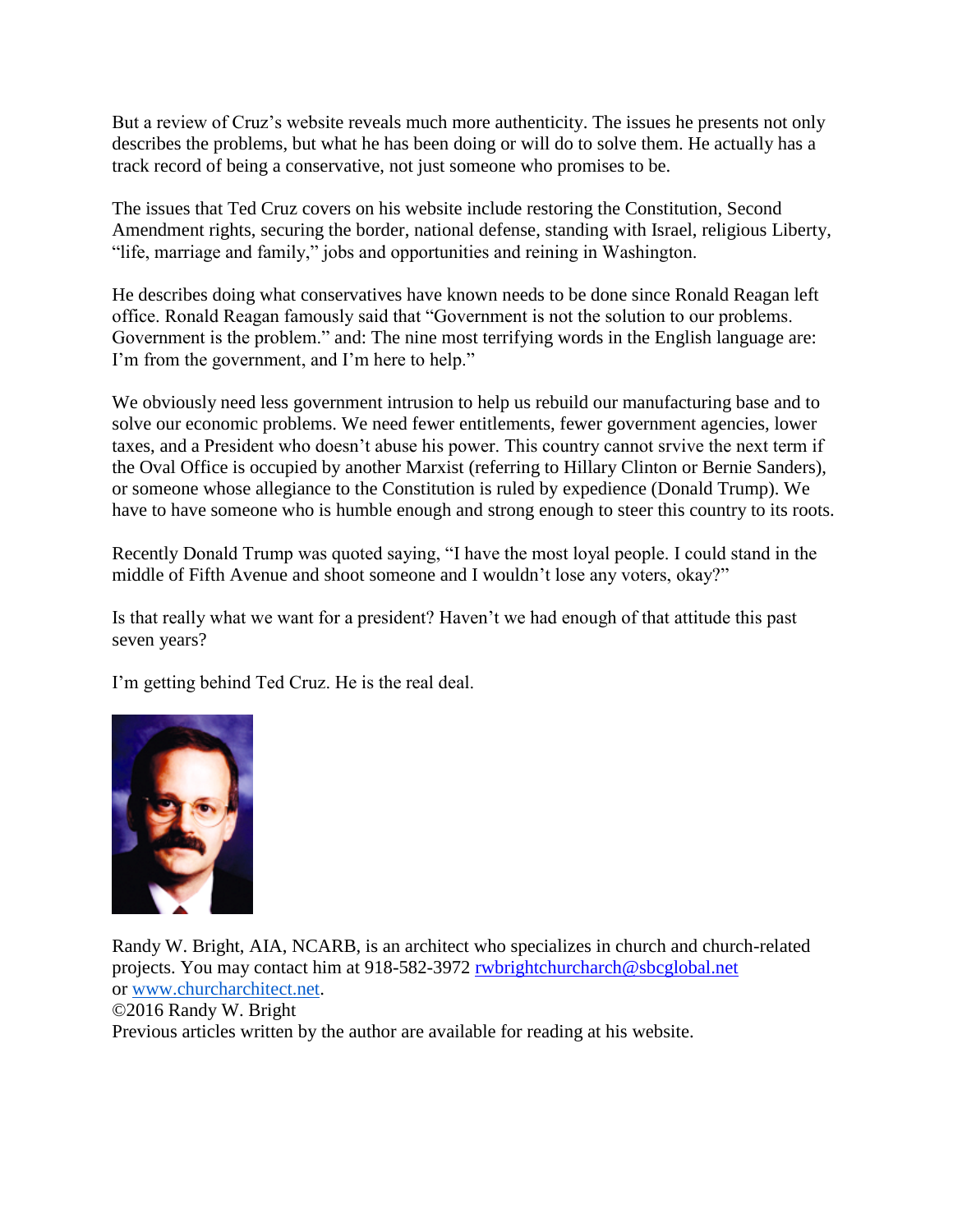But a review of Cruz's website reveals much more authenticity. The issues he presents not only describes the problems, but what he has been doing or will do to solve them. He actually has a track record of being a conservative, not just someone who promises to be.

The issues that Ted Cruz covers on his website include restoring the Constitution, Second Amendment rights, securing the border, national defense, standing with Israel, religious Liberty, "life, marriage and family," jobs and opportunities and reining in Washington.

He describes doing what conservatives have known needs to be done since Ronald Reagan left office. Ronald Reagan famously said that "Government is not the solution to our problems. Government is the problem." and: The nine most terrifying words in the English language are: I'm from the government, and I'm here to help."

We obviously need less government intrusion to help us rebuild our manufacturing base and to solve our economic problems. We need fewer entitlements, fewer government agencies, lower taxes, and a President who doesn't abuse his power. This country cannot srvive the next term if the Oval Office is occupied by another Marxist (referring to Hillary Clinton or Bernie Sanders), or someone whose allegiance to the Constitution is ruled by expedience (Donald Trump). We have to have someone who is humble enough and strong enough to steer this country to its roots.

Recently Donald Trump was quoted saying, "I have the most loyal people. I could stand in the middle of Fifth Avenue and shoot someone and I wouldn't lose any voters, okay?"

Is that really what we want for a president? Haven't we had enough of that attitude this past seven years?

I'm getting behind Ted Cruz. He is the real deal.

Randy W. Bright, AIA, NCARB, is an architect who specializes in church and church-related projects. You may contact him at 918-582-3972 rwbrightchurcharch@sbcglobal.net or www.churcharchitect.net.
©2016 Randy W. Bright
Previous articles written by the author are available for reading at his website.